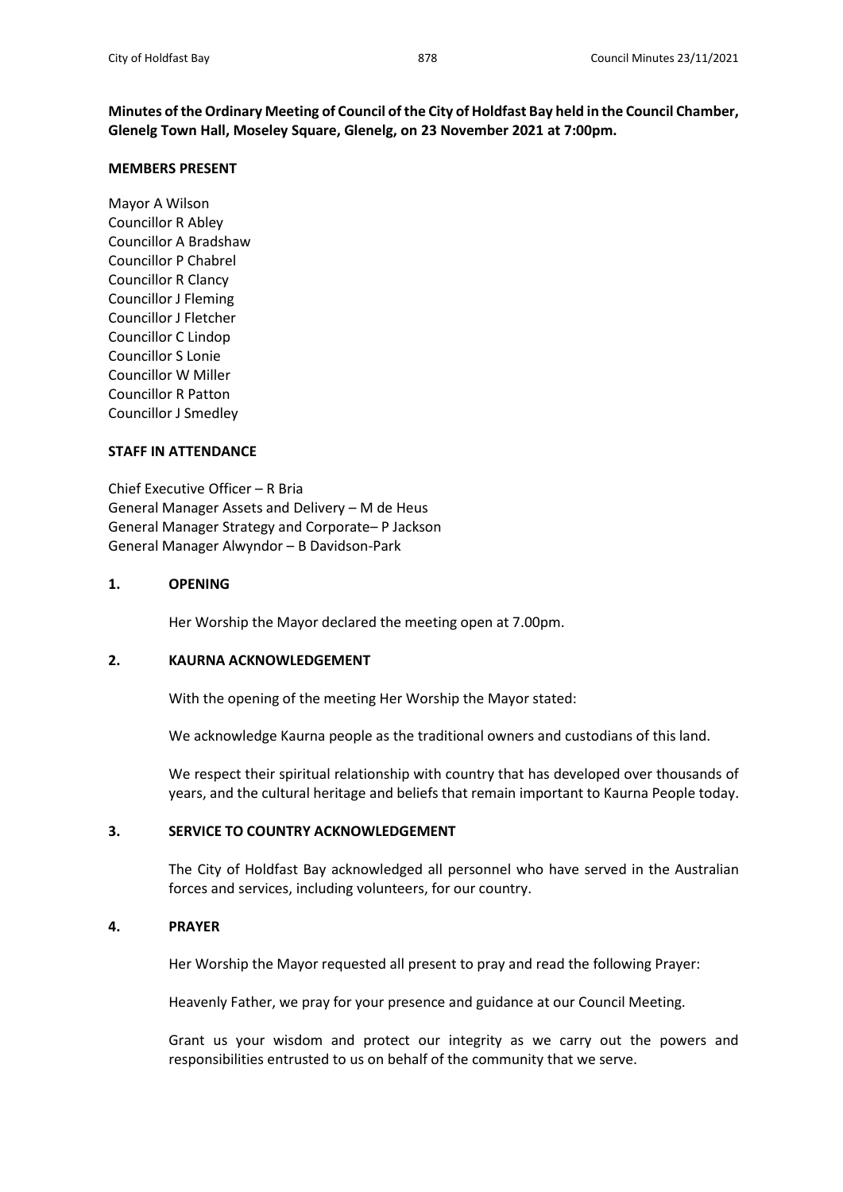**Minutes of the Ordinary Meeting of Council of the City of Holdfast Bay held in the Council Chamber, Glenelg Town Hall, Moseley Square, Glenelg, on 23 November 2021 at 7:00pm.**

**MEMBERS PRESENT**

Mayor A Wilson
Councillor R Abley
Councillor A Bradshaw
Councillor P Chabrel
Councillor R Clancy
Councillor J Fleming
Councillor J Fletcher
Councillor C Lindop
Councillor S Lonie
Councillor W Miller
Councillor R Patton
Councillor J Smedley

**STAFF IN ATTENDANCE**

Chief Executive Officer – R Bria
General Manager Assets and Delivery – M de Heus
General Manager Strategy and Corporate– P Jackson
General Manager Alwyndor – B Davidson-Park

**1. OPENING**

Her Worship the Mayor declared the meeting open at 7.00pm.

**2. KAURNA ACKNOWLEDGEMENT**

With the opening of the meeting Her Worship the Mayor stated:

We acknowledge Kaurna people as the traditional owners and custodians of this land.

We respect their spiritual relationship with country that has developed over thousands of years, and the cultural heritage and beliefs that remain important to Kaurna People today.

**3. SERVICE TO COUNTRY ACKNOWLEDGEMENT**

The City of Holdfast Bay acknowledged all personnel who have served in the Australian forces and services, including volunteers, for our country.

**4. PRAYER**

Her Worship the Mayor requested all present to pray and read the following Prayer:

Heavenly Father, we pray for your presence and guidance at our Council Meeting.

Grant us your wisdom and protect our integrity as we carry out the powers and responsibilities entrusted to us on behalf of the community that we serve.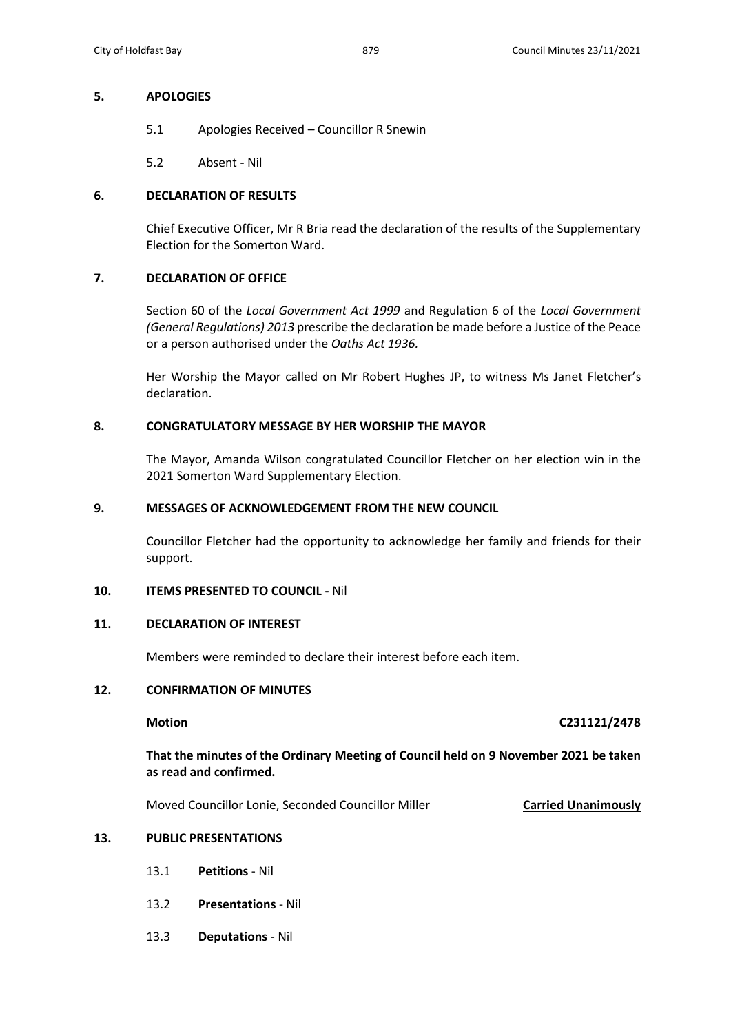## 5. APOLOGIES

5.1 Apologies Received – Councillor R Snewin

5.2 Absent - Nil

## 6. DECLARATION OF RESULTS

Chief Executive Officer, Mr R Bria read the declaration of the results of the Supplementary Election for the Somerton Ward.

## 7. DECLARATION OF OFFICE

Section 60 of the *Local Government Act 1999* and Regulation 6 of the *Local Government (General Regulations) 2013* prescribe the declaration be made before a Justice of the Peace or a person authorised under the *Oaths Act 1936.*

Her Worship the Mayor called on Mr Robert Hughes JP, to witness Ms Janet Fletcher's declaration.

## 8. CONGRATULATORY MESSAGE BY HER WORSHIP THE MAYOR

The Mayor, Amanda Wilson congratulated Councillor Fletcher on her election win in the 2021 Somerton Ward Supplementary Election.

## 9. MESSAGES OF ACKNOWLEDGEMENT FROM THE NEW COUNCIL

Councillor Fletcher had the opportunity to acknowledge her family and friends for their support.

## 10. ITEMS PRESENTED TO COUNCIL - Nil

## 11. DECLARATION OF INTEREST

Members were reminded to declare their interest before each item.

## 12. CONFIRMATION OF MINUTES

**Motion** **C231121/2478**

**That the minutes of the Ordinary Meeting of Council held on 9 November 2021 be taken as read and confirmed.**

Moved Councillor Lonie, Seconded Councillor Miller **Carried Unanimously**

## 13. PUBLIC PRESENTATIONS

13.1 **Petitions** - Nil

13.2 **Presentations** - Nil

13.3 **Deputations** - Nil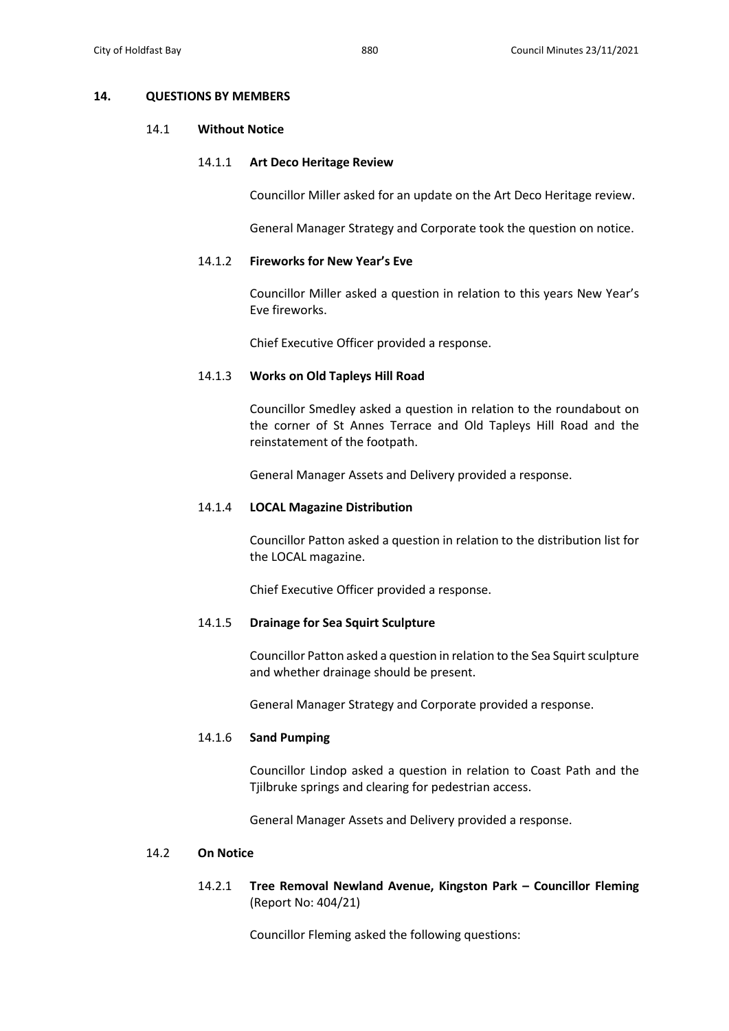## 14. QUESTIONS BY MEMBERS

### 14.1 Without Notice

#### 14.1.1 Art Deco Heritage Review

Councillor Miller asked for an update on the Art Deco Heritage review.

General Manager Strategy and Corporate took the question on notice.

#### 14.1.2 Fireworks for New Year's Eve

Councillor Miller asked a question in relation to this years New Year's Eve fireworks.

Chief Executive Officer provided a response.

#### 14.1.3 Works on Old Tapleys Hill Road

Councillor Smedley asked a question in relation to the roundabout on the corner of St Annes Terrace and Old Tapleys Hill Road and the reinstatement of the footpath.

General Manager Assets and Delivery provided a response.

#### 14.1.4 LOCAL Magazine Distribution

Councillor Patton asked a question in relation to the distribution list for the LOCAL magazine.

Chief Executive Officer provided a response.

#### 14.1.5 Drainage for Sea Squirt Sculpture

Councillor Patton asked a question in relation to the Sea Squirt sculpture and whether drainage should be present.

General Manager Strategy and Corporate provided a response.

#### 14.1.6 Sand Pumping

Councillor Lindop asked a question in relation to Coast Path and the Tjilbruke springs and clearing for pedestrian access.

General Manager Assets and Delivery provided a response.

### 14.2 On Notice

#### 14.2.1 Tree Removal Newland Avenue, Kingston Park – Councillor Fleming (Report No: 404/21)

Councillor Fleming asked the following questions: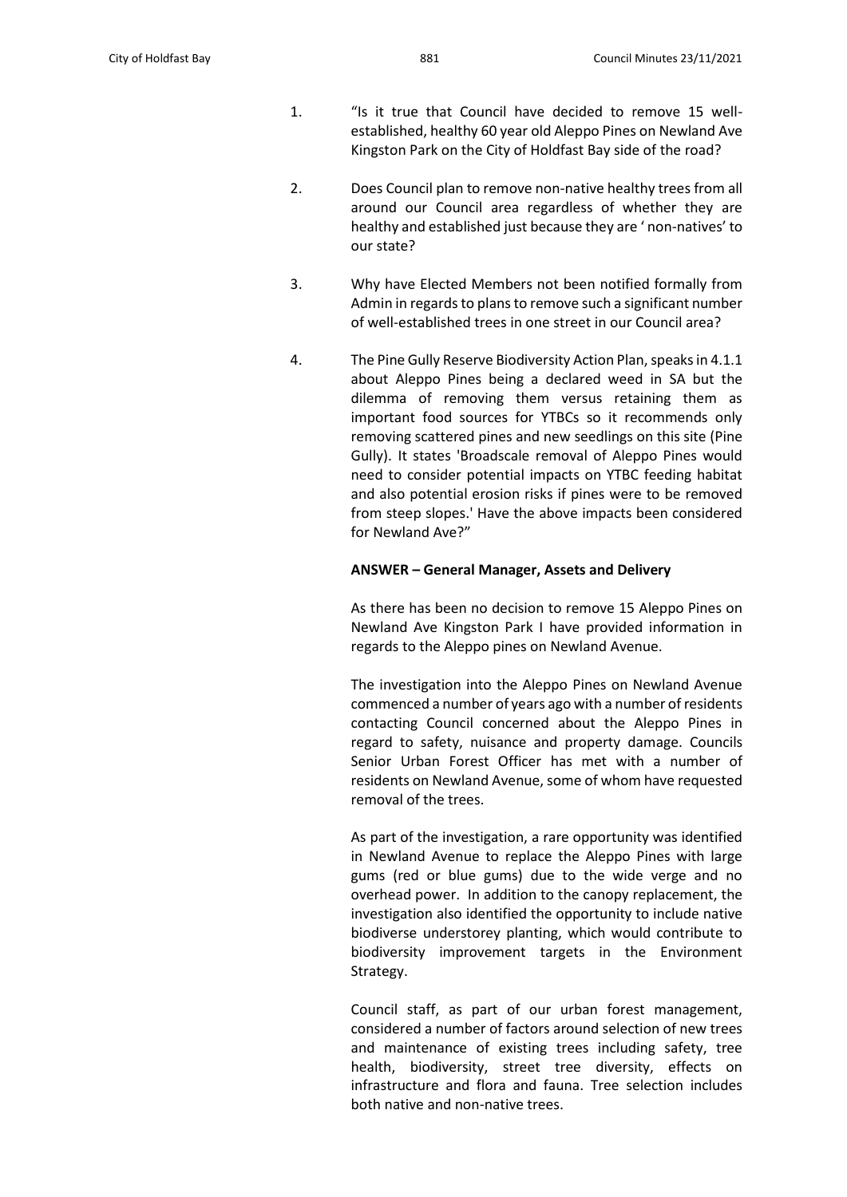1. "Is it true that Council have decided to remove 15 well-established, healthy 60 year old Aleppo Pines on Newland Ave Kingston Park on the City of Holdfast Bay side of the road?

2. Does Council plan to remove non-native healthy trees from all around our Council area regardless of whether they are healthy and established just because they are ' non-natives' to our state?

3. Why have Elected Members not been notified formally from Admin in regards to plans to remove such a significant number of well-established trees in one street in our Council area?

4. The Pine Gully Reserve Biodiversity Action Plan, speaks in 4.1.1 about Aleppo Pines being a declared weed in SA but the dilemma of removing them versus retaining them as important food sources for YTBCs so it recommends only removing scattered pines and new seedlings on this site (Pine Gully). It states 'Broadscale removal of Aleppo Pines would need to consider potential impacts on YTBC feeding habitat and also potential erosion risks if pines were to be removed from steep slopes.' Have the above impacts been considered for Newland Ave?"

**ANSWER – General Manager, Assets and Delivery**

As there has been no decision to remove 15 Aleppo Pines on Newland Ave Kingston Park I have provided information in regards to the Aleppo pines on Newland Avenue.

The investigation into the Aleppo Pines on Newland Avenue commenced a number of years ago with a number of residents contacting Council concerned about the Aleppo Pines in regard to safety, nuisance and property damage. Councils Senior Urban Forest Officer has met with a number of residents on Newland Avenue, some of whom have requested removal of the trees.

As part of the investigation, a rare opportunity was identified in Newland Avenue to replace the Aleppo Pines with large gums (red or blue gums) due to the wide verge and no overhead power. In addition to the canopy replacement, the investigation also identified the opportunity to include native biodiverse understorey planting, which would contribute to biodiversity improvement targets in the Environment Strategy.

Council staff, as part of our urban forest management, considered a number of factors around selection of new trees and maintenance of existing trees including safety, tree health, biodiversity, street tree diversity, effects on infrastructure and flora and fauna. Tree selection includes both native and non-native trees.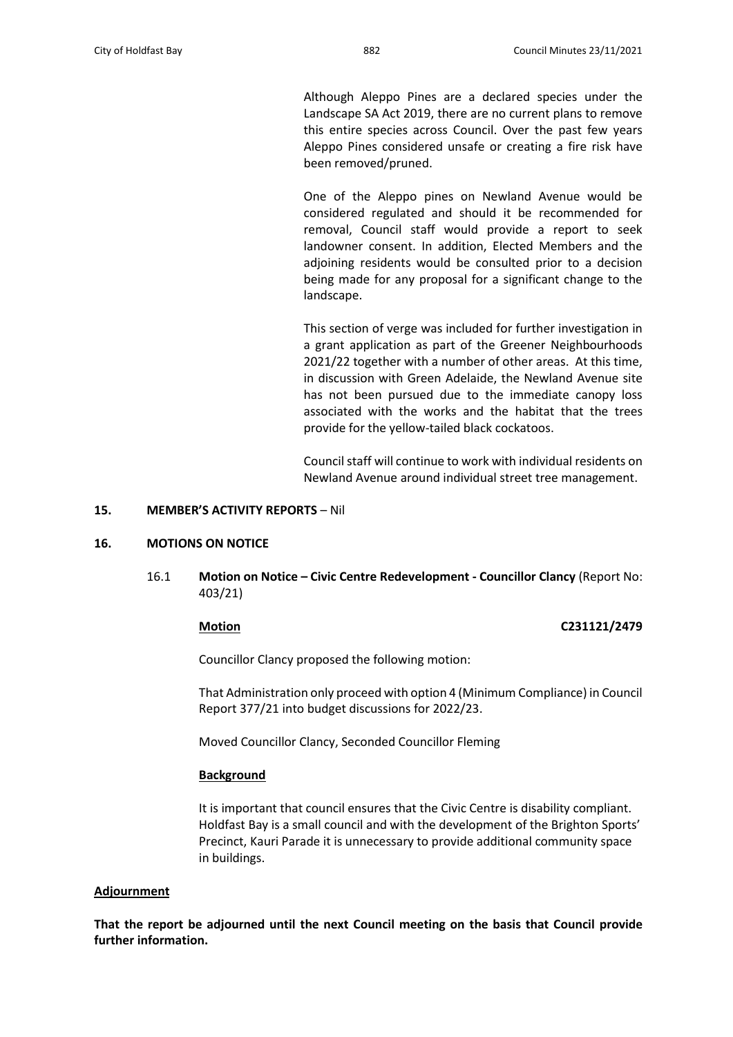Although Aleppo Pines are a declared species under the Landscape SA Act 2019, there are no current plans to remove this entire species across Council. Over the past few years Aleppo Pines considered unsafe or creating a fire risk have been removed/pruned.

One of the Aleppo pines on Newland Avenue would be considered regulated and should it be recommended for removal, Council staff would provide a report to seek landowner consent. In addition, Elected Members and the adjoining residents would be consulted prior to a decision being made for any proposal for a significant change to the landscape.

This section of verge was included for further investigation in a grant application as part of the Greener Neighbourhoods 2021/22 together with a number of other areas. At this time, in discussion with Green Adelaide, the Newland Avenue site has not been pursued due to the immediate canopy loss associated with the works and the habitat that the trees provide for the yellow-tailed black cockatoos.

Council staff will continue to work with individual residents on Newland Avenue around individual street tree management.

## 15. MEMBER'S ACTIVITY REPORTS – Nil

## 16. MOTIONS ON NOTICE

16.1 **Motion on Notice – Civic Centre Redevelopment - Councillor Clancy** (Report No: 403/21)

**Motion** **C231121/2479**

Councillor Clancy proposed the following motion:

That Administration only proceed with option 4 (Minimum Compliance) in Council Report 377/21 into budget discussions for 2022/23.

Moved Councillor Clancy, Seconded Councillor Fleming

**Background**

It is important that council ensures that the Civic Centre is disability compliant. Holdfast Bay is a small council and with the development of the Brighton Sports' Precinct, Kauri Parade it is unnecessary to provide additional community space in buildings.

**Adjournment**

**That the report be adjourned until the next Council meeting on the basis that Council provide further information.**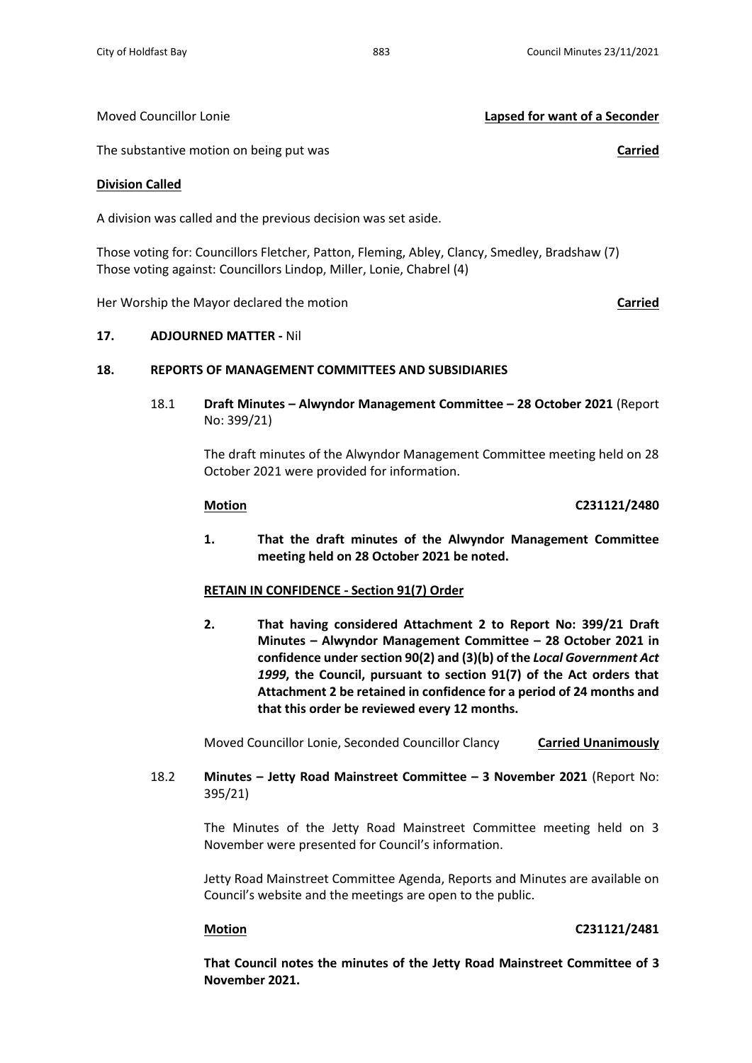Moved Councillor Lonie **Lapsed for want of a Seconder**

The substantive motion on being put was **Carried**

**Division Called**

A division was called and the previous decision was set aside.

Those voting for: Councillors Fletcher, Patton, Fleming, Abley, Clancy, Smedley, Bradshaw (7)
Those voting against: Councillors Lindop, Miller, Lonie, Chabrel (4)

Her Worship the Mayor declared the motion **Carried**

## 17. ADJOURNED MATTER - Nil

## 18. REPORTS OF MANAGEMENT COMMITTEES AND SUBSIDIARIES

### 18.1 Draft Minutes – Alwyndor Management Committee – 28 October 2021 (Report No: 399/21)

The draft minutes of the Alwyndor Management Committee meeting held on 28 October 2021 were provided for information.

**Motion** **C231121/2480**

**1. That the draft minutes of the Alwyndor Management Committee meeting held on 28 October 2021 be noted.**

**RETAIN IN CONFIDENCE - Section 91(7) Order**

**2. That having considered Attachment 2 to Report No: 399/21 Draft Minutes – Alwyndor Management Committee – 28 October 2021 in confidence under section 90(2) and (3)(b) of the *Local Government Act 1999*, the Council, pursuant to section 91(7) of the Act orders that Attachment 2 be retained in confidence for a period of 24 months and that this order be reviewed every 12 months.**

Moved Councillor Lonie, Seconded Councillor Clancy **Carried Unanimously**

### 18.2 Minutes – Jetty Road Mainstreet Committee – 3 November 2021 (Report No: 395/21)

The Minutes of the Jetty Road Mainstreet Committee meeting held on 3 November were presented for Council's information.

Jetty Road Mainstreet Committee Agenda, Reports and Minutes are available on Council's website and the meetings are open to the public.

**Motion** **C231121/2481**

**That Council notes the minutes of the Jetty Road Mainstreet Committee of 3 November 2021.**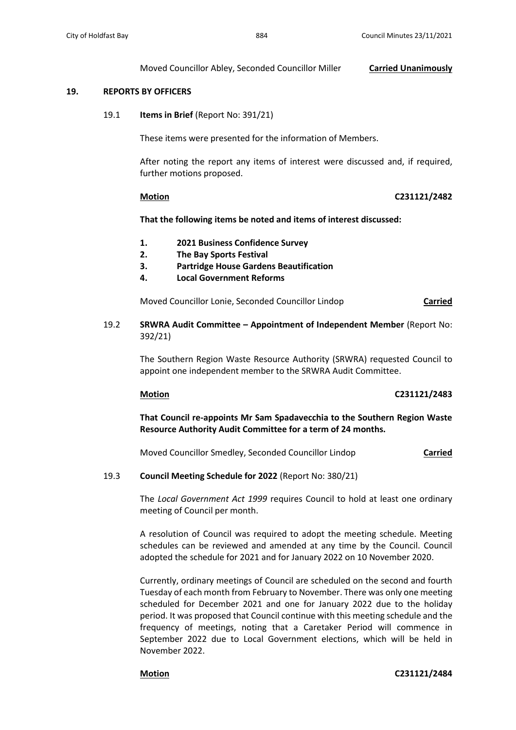Moved Councillor Abley, Seconded Councillor Miller **Carried Unanimously**

## 19. REPORTS BY OFFICERS

### 19.1 Items in Brief (Report No: 391/21)

These items were presented for the information of Members.

After noting the report any items of interest were discussed and, if required, further motions proposed.

**Motion** **C231121/2482**

**That the following items be noted and items of interest discussed:**

1. **2021 Business Confidence Survey**
2. **The Bay Sports Festival**
3. **Partridge House Gardens Beautification**
4. **Local Government Reforms**

Moved Councillor Lonie, Seconded Councillor Lindop **Carried**

### 19.2 SRWRA Audit Committee – Appointment of Independent Member (Report No: 392/21)

The Southern Region Waste Resource Authority (SRWRA) requested Council to appoint one independent member to the SRWRA Audit Committee.

**Motion** **C231121/2483**

**That Council re-appoints Mr Sam Spadavecchia to the Southern Region Waste Resource Authority Audit Committee for a term of 24 months.**

Moved Councillor Smedley, Seconded Councillor Lindop **Carried**

### 19.3 Council Meeting Schedule for 2022 (Report No: 380/21)

The *Local Government Act 1999* requires Council to hold at least one ordinary meeting of Council per month.

A resolution of Council was required to adopt the meeting schedule. Meeting schedules can be reviewed and amended at any time by the Council. Council adopted the schedule for 2021 and for January 2022 on 10 November 2020.

Currently, ordinary meetings of Council are scheduled on the second and fourth Tuesday of each month from February to November. There was only one meeting scheduled for December 2021 and one for January 2022 due to the holiday period. It was proposed that Council continue with this meeting schedule and the frequency of meetings, noting that a Caretaker Period will commence in September 2022 due to Local Government elections, which will be held in November 2022.

**Motion** **C231121/2484**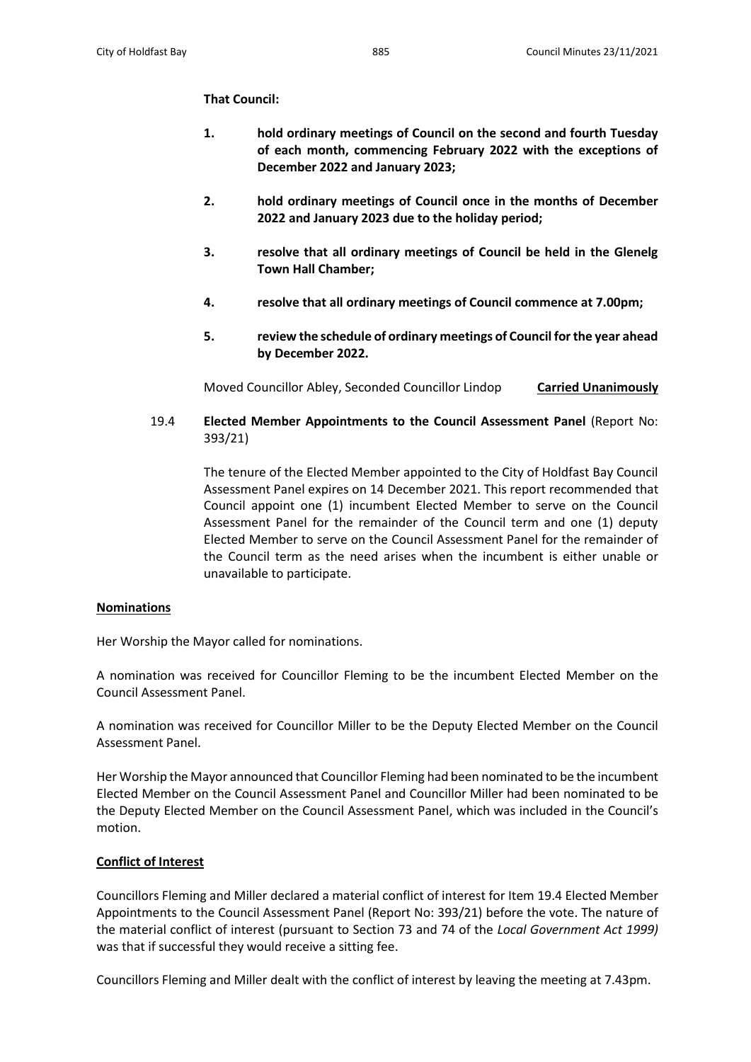**That Council:**

1. **hold ordinary meetings of Council on the second and fourth Tuesday of each month, commencing February 2022 with the exceptions of December 2022 and January 2023;**

2. **hold ordinary meetings of Council once in the months of December 2022 and January 2023 due to the holiday period;**

3. **resolve that all ordinary meetings of Council be held in the Glenelg Town Hall Chamber;**

4. **resolve that all ordinary meetings of Council commence at 7.00pm;**

5. **review the schedule of ordinary meetings of Council for the year ahead by December 2022.**

Moved Councillor Abley, Seconded Councillor Lindop **Carried Unanimously**

19.4 **Elected Member Appointments to the Council Assessment Panel** (Report No: 393/21)

The tenure of the Elected Member appointed to the City of Holdfast Bay Council Assessment Panel expires on 14 December 2021. This report recommended that Council appoint one (1) incumbent Elected Member to serve on the Council Assessment Panel for the remainder of the Council term and one (1) deputy Elected Member to serve on the Council Assessment Panel for the remainder of the Council term as the need arises when the incumbent is either unable or unavailable to participate.

**Nominations**

Her Worship the Mayor called for nominations.

A nomination was received for Councillor Fleming to be the incumbent Elected Member on the Council Assessment Panel.

A nomination was received for Councillor Miller to be the Deputy Elected Member on the Council Assessment Panel.

Her Worship the Mayor announced that Councillor Fleming had been nominated to be the incumbent Elected Member on the Council Assessment Panel and Councillor Miller had been nominated to be the Deputy Elected Member on the Council Assessment Panel, which was included in the Council's motion.

**Conflict of Interest**

Councillors Fleming and Miller declared a material conflict of interest for Item 19.4 Elected Member Appointments to the Council Assessment Panel (Report No: 393/21) before the vote. The nature of the material conflict of interest (pursuant to Section 73 and 74 of the *Local Government Act 1999)* was that if successful they would receive a sitting fee.

Councillors Fleming and Miller dealt with the conflict of interest by leaving the meeting at 7.43pm.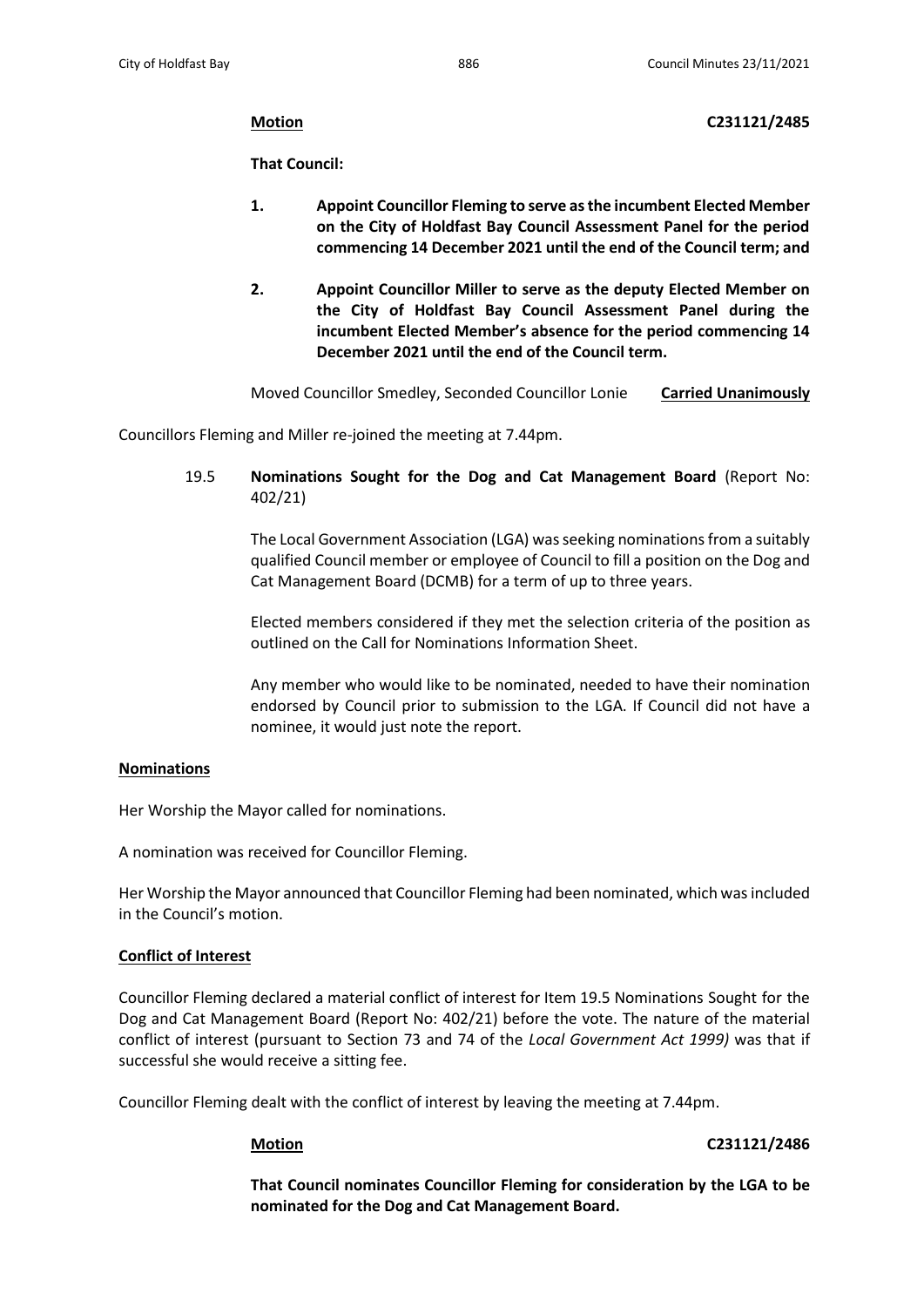**Motion** **C231121/2485**

**That Council:**

1. **Appoint Councillor Fleming to serve as the incumbent Elected Member on the City of Holdfast Bay Council Assessment Panel for the period commencing 14 December 2021 until the end of the Council term; and**

2. **Appoint Councillor Miller to serve as the deputy Elected Member on the City of Holdfast Bay Council Assessment Panel during the incumbent Elected Member's absence for the period commencing 14 December 2021 until the end of the Council term.**

Moved Councillor Smedley, Seconded Councillor Lonie **Carried Unanimously**

Councillors Fleming and Miller re-joined the meeting at 7.44pm.

19.5 **Nominations Sought for the Dog and Cat Management Board** (Report No: 402/21)

The Local Government Association (LGA) was seeking nominations from a suitably qualified Council member or employee of Council to fill a position on the Dog and Cat Management Board (DCMB) for a term of up to three years.

Elected members considered if they met the selection criteria of the position as outlined on the Call for Nominations Information Sheet.

Any member who would like to be nominated, needed to have their nomination endorsed by Council prior to submission to the LGA. If Council did not have a nominee, it would just note the report.

**Nominations**

Her Worship the Mayor called for nominations.

A nomination was received for Councillor Fleming.

Her Worship the Mayor announced that Councillor Fleming had been nominated, which was included in the Council's motion.

**Conflict of Interest**

Councillor Fleming declared a material conflict of interest for Item 19.5 Nominations Sought for the Dog and Cat Management Board (Report No: 402/21) before the vote. The nature of the material conflict of interest (pursuant to Section 73 and 74 of the *Local Government Act 1999)* was that if successful she would receive a sitting fee.

Councillor Fleming dealt with the conflict of interest by leaving the meeting at 7.44pm.

**Motion** **C231121/2486**

**That Council nominates Councillor Fleming for consideration by the LGA to be nominated for the Dog and Cat Management Board.**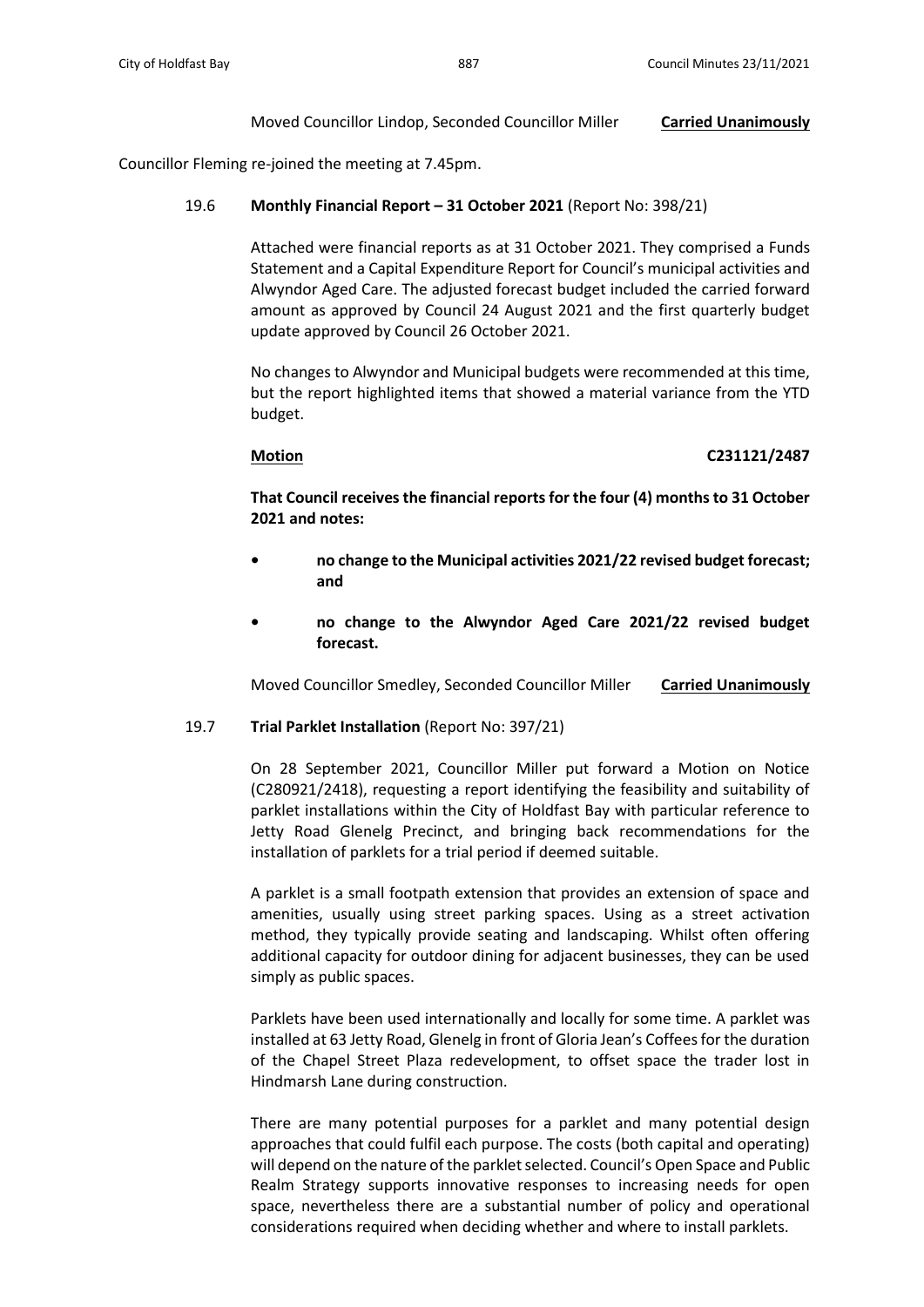Moved Councillor Lindop, Seconded Councillor Miller **Carried Unanimously**

Councillor Fleming re-joined the meeting at 7.45pm.

19.6 **Monthly Financial Report – 31 October 2021** (Report No: 398/21)

Attached were financial reports as at 31 October 2021. They comprised a Funds Statement and a Capital Expenditure Report for Council's municipal activities and Alwyndor Aged Care. The adjusted forecast budget included the carried forward amount as approved by Council 24 August 2021 and the first quarterly budget update approved by Council 26 October 2021.

No changes to Alwyndor and Municipal budgets were recommended at this time, but the report highlighted items that showed a material variance from the YTD budget.

**Motion** **C231121/2487**

**That Council receives the financial reports for the four (4) months to 31 October 2021 and notes:**

- **no change to the Municipal activities 2021/22 revised budget forecast; and**
- **no change to the Alwyndor Aged Care 2021/22 revised budget forecast.**

Moved Councillor Smedley, Seconded Councillor Miller **Carried Unanimously**

19.7 **Trial Parklet Installation** (Report No: 397/21)

On 28 September 2021, Councillor Miller put forward a Motion on Notice (C280921/2418), requesting a report identifying the feasibility and suitability of parklet installations within the City of Holdfast Bay with particular reference to Jetty Road Glenelg Precinct, and bringing back recommendations for the installation of parklets for a trial period if deemed suitable.

A parklet is a small footpath extension that provides an extension of space and amenities, usually using street parking spaces. Using as a street activation method, they typically provide seating and landscaping. Whilst often offering additional capacity for outdoor dining for adjacent businesses, they can be used simply as public spaces.

Parklets have been used internationally and locally for some time. A parklet was installed at 63 Jetty Road, Glenelg in front of Gloria Jean's Coffees for the duration of the Chapel Street Plaza redevelopment, to offset space the trader lost in Hindmarsh Lane during construction.

There are many potential purposes for a parklet and many potential design approaches that could fulfil each purpose. The costs (both capital and operating) will depend on the nature of the parklet selected. Council's Open Space and Public Realm Strategy supports innovative responses to increasing needs for open space, nevertheless there are a substantial number of policy and operational considerations required when deciding whether and where to install parklets.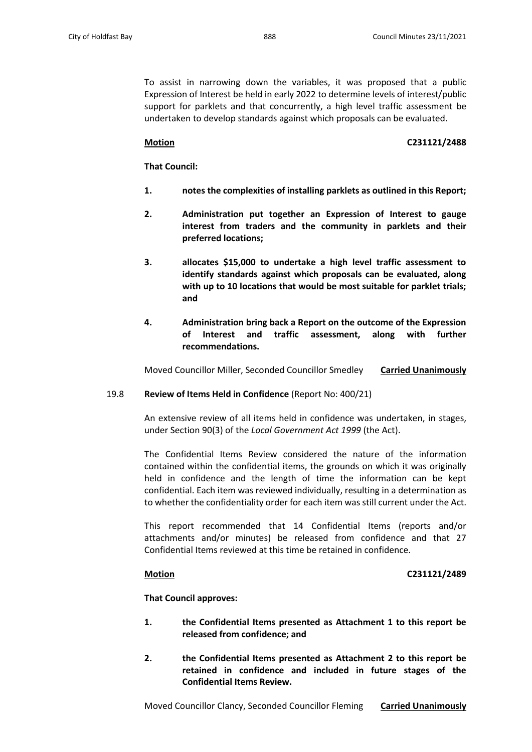To assist in narrowing down the variables, it was proposed that a public Expression of Interest be held in early 2022 to determine levels of interest/public support for parklets and that concurrently, a high level traffic assessment be undertaken to develop standards against which proposals can be evaluated.

**Motion** **C231121/2488**

**That Council:**

1. **notes the complexities of installing parklets as outlined in this Report;**

2. **Administration put together an Expression of Interest to gauge interest from traders and the community in parklets and their preferred locations;**

3. **allocates $15,000 to undertake a high level traffic assessment to identify standards against which proposals can be evaluated, along with up to 10 locations that would be most suitable for parklet trials; and**

4. **Administration bring back a Report on the outcome of the Expression of Interest and traffic assessment, along with further recommendations.**

Moved Councillor Miller, Seconded Councillor Smedley **Carried Unanimously**

19.8 **Review of Items Held in Confidence** (Report No: 400/21)

An extensive review of all items held in confidence was undertaken, in stages, under Section 90(3) of the *Local Government Act 1999* (the Act).

The Confidential Items Review considered the nature of the information contained within the confidential items, the grounds on which it was originally held in confidence and the length of time the information can be kept confidential. Each item was reviewed individually, resulting in a determination as to whether the confidentiality order for each item was still current under the Act.

This report recommended that 14 Confidential Items (reports and/or attachments and/or minutes) be released from confidence and that 27 Confidential Items reviewed at this time be retained in confidence.

**Motion** **C231121/2489**

**That Council approves:**

1. **the Confidential Items presented as Attachment 1 to this report be released from confidence; and**

2. **the Confidential Items presented as Attachment 2 to this report be retained in confidence and included in future stages of the Confidential Items Review.**

Moved Councillor Clancy, Seconded Councillor Fleming **Carried Unanimously**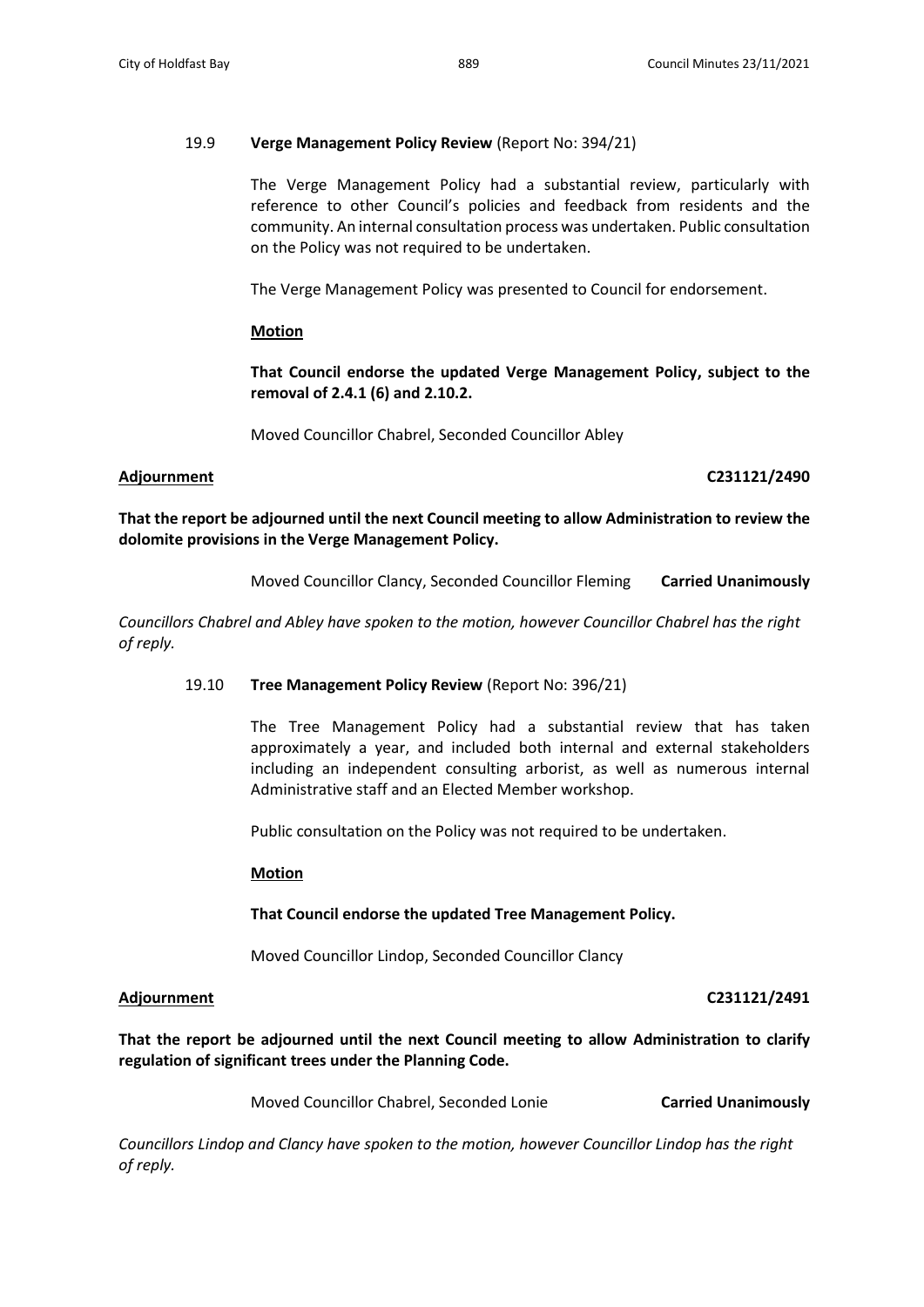19.9 **Verge Management Policy Review** (Report No: 394/21)

The Verge Management Policy had a substantial review, particularly with reference to other Council's policies and feedback from residents and the community. An internal consultation process was undertaken. Public consultation on the Policy was not required to be undertaken.

The Verge Management Policy was presented to Council for endorsement.

**Motion**

**That Council endorse the updated Verge Management Policy, subject to the removal of 2.4.1 (6) and 2.10.2.**

Moved Councillor Chabrel, Seconded Councillor Abley

**Adjournment** **C231121/2490**

**That the report be adjourned until the next Council meeting to allow Administration to review the dolomite provisions in the Verge Management Policy.**

Moved Councillor Clancy, Seconded Councillor Fleming **Carried Unanimously**

*Councillors Chabrel and Abley have spoken to the motion, however Councillor Chabrel has the right of reply.*

19.10 **Tree Management Policy Review** (Report No: 396/21)

The Tree Management Policy had a substantial review that has taken approximately a year, and included both internal and external stakeholders including an independent consulting arborist, as well as numerous internal Administrative staff and an Elected Member workshop.

Public consultation on the Policy was not required to be undertaken.

**Motion**

**That Council endorse the updated Tree Management Policy.**

Moved Councillor Lindop, Seconded Councillor Clancy

**Adjournment** **C231121/2491**

**That the report be adjourned until the next Council meeting to allow Administration to clarify regulation of significant trees under the Planning Code.**

Moved Councillor Chabrel, Seconded Lonie **Carried Unanimously**

*Councillors Lindop and Clancy have spoken to the motion, however Councillor Lindop has the right of reply.*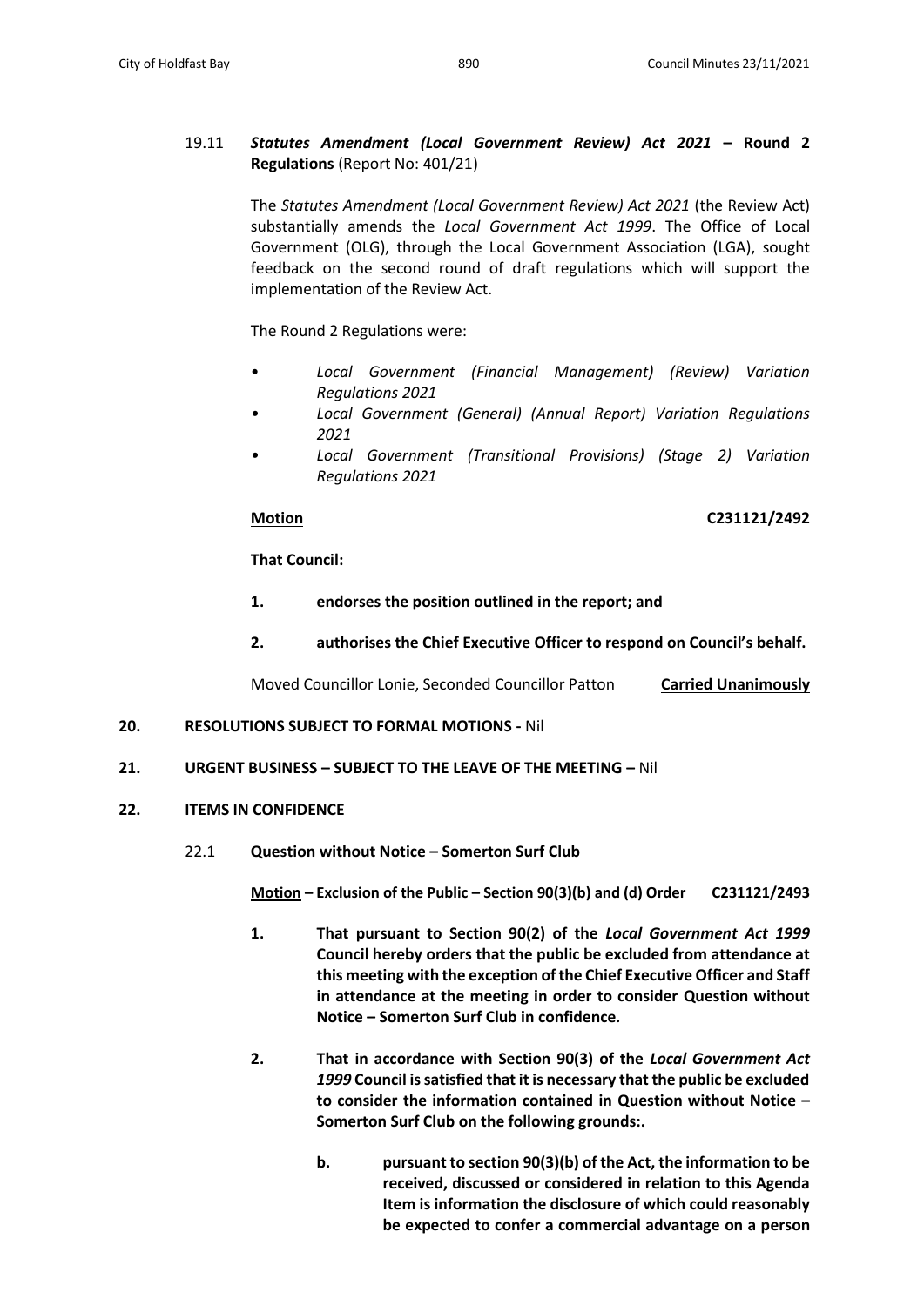19.11 ***Statutes Amendment (Local Government Review) Act 2021* – Round 2 Regulations** (Report No: 401/21)

The *Statutes Amendment (Local Government Review) Act 2021* (the Review Act) substantially amends the *Local Government Act 1999*. The Office of Local Government (OLG), through the Local Government Association (LGA), sought feedback on the second round of draft regulations which will support the implementation of the Review Act.

The Round 2 Regulations were:

- *Local Government (Financial Management) (Review) Variation Regulations 2021*
- *Local Government (General) (Annual Report) Variation Regulations 2021*
- *Local Government (Transitional Provisions) (Stage 2) Variation Regulations 2021*

**Motion** **C231121/2492**

**That Council:**

1. **endorses the position outlined in the report; and**
2. **authorises the Chief Executive Officer to respond on Council's behalf.**

Moved Councillor Lonie, Seconded Councillor Patton **Carried Unanimously**

## 20. RESOLUTIONS SUBJECT TO FORMAL MOTIONS - Nil

## 21. URGENT BUSINESS – SUBJECT TO THE LEAVE OF THE MEETING – Nil

## 22. ITEMS IN CONFIDENCE

22.1 **Question without Notice – Somerton Surf Club**

**Motion – Exclusion of the Public – Section 90(3)(b) and (d) Order C231121/2493**

1. **That pursuant to Section 90(2) of the *Local Government Act 1999* Council hereby orders that the public be excluded from attendance at this meeting with the exception of the Chief Executive Officer and Staff in attendance at the meeting in order to consider Question without Notice – Somerton Surf Club in confidence.**

2. **That in accordance with Section 90(3) of the *Local Government Act 1999* Council is satisfied that it is necessary that the public be excluded to consider the information contained in Question without Notice – Somerton Surf Club on the following grounds:.**

   b. **pursuant to section 90(3)(b) of the Act, the information to be received, discussed or considered in relation to this Agenda Item is information the disclosure of which could reasonably be expected to confer a commercial advantage on a person**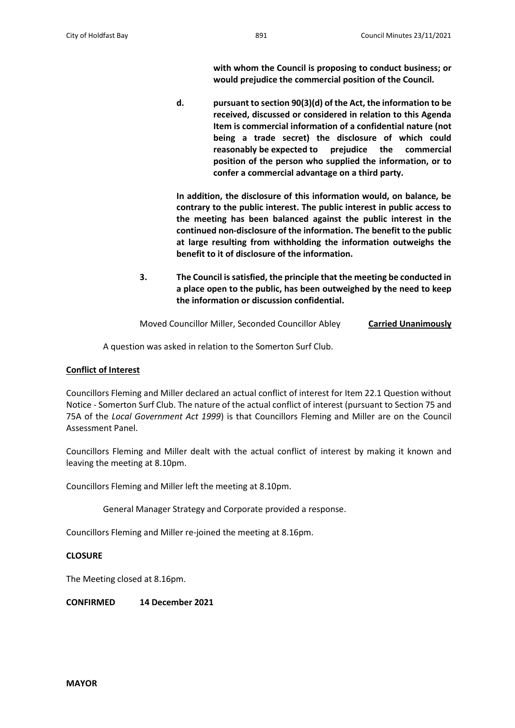**with whom the Council is proposing to conduct business; or would prejudice the commercial position of the Council.**

**d. pursuant to section 90(3)(d) of the Act, the information to be received, discussed or considered in relation to this Agenda Item is commercial information of a confidential nature (not being a trade secret) the disclosure of which could reasonably be expected to prejudice the commercial position of the person who supplied the information, or to confer a commercial advantage on a third party.**

**In addition, the disclosure of this information would, on balance, be contrary to the public interest. The public interest in public access to the meeting has been balanced against the public interest in the continued non-disclosure of the information. The benefit to the public at large resulting from withholding the information outweighs the benefit to it of disclosure of the information.**

**3. The Council is satisfied, the principle that the meeting be conducted in a place open to the public, has been outweighed by the need to keep the information or discussion confidential.**

Moved Councillor Miller, Seconded Councillor Abley **Carried Unanimously**

A question was asked in relation to the Somerton Surf Club.

**Conflict of Interest**

Councillors Fleming and Miller declared an actual conflict of interest for Item 22.1 Question without Notice - Somerton Surf Club. The nature of the actual conflict of interest (pursuant to Section 75 and 75A of the *Local Government Act 1999*) is that Councillors Fleming and Miller are on the Council Assessment Panel.

Councillors Fleming and Miller dealt with the actual conflict of interest by making it known and leaving the meeting at 8.10pm.

Councillors Fleming and Miller left the meeting at 8.10pm.

General Manager Strategy and Corporate provided a response.

Councillors Fleming and Miller re-joined the meeting at 8.16pm.

**CLOSURE**

The Meeting closed at 8.16pm.

**CONFIRMED 14 December 2021**

**MAYOR**